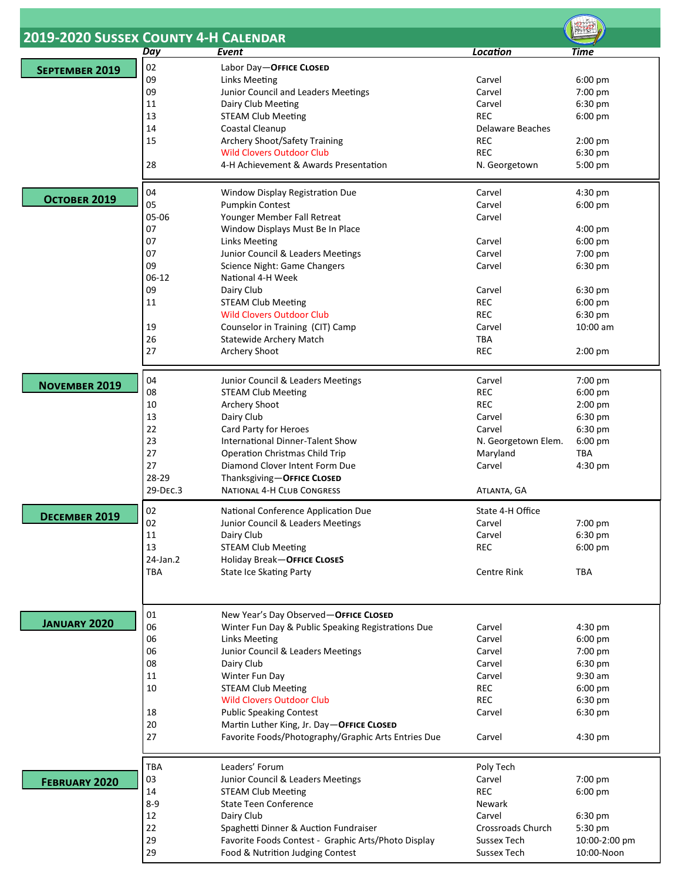# 2019-2020 Sussex County 4-H Calendar

## September 2019

| Day | Event | Location | Time |
|---|---|---|---|
| 02 | Labor Day—**Office Closed** | | |
| 09 | Links Meeting | Carvel | 6:00 pm |
| 09 | Junior Council and Leaders Meetings | Carvel | 7:00 pm |
| 11 | Dairy Club Meeting | Carvel | 6:30 pm |
| 13 | STEAM Club Meeting | REC | 6:00 pm |
| 14 | Coastal Cleanup | Delaware Beaches | |
| 15 | Archery Shoot/Safety Training | REC | 2:00 pm |
| | Wild Clovers Outdoor Club | REC | 6:30 pm |
| 28 | 4-H Achievement & Awards Presentation | N. Georgetown | 5:00 pm |

## October 2019

| Day | Event | Location | Time |
|---|---|---|---|
| 04 | Window Display Registration Due | Carvel | 4:30 pm |
| 05 | Pumpkin Contest | Carvel | 6:00 pm |
| 05-06 | Younger Member Fall Retreat | Carvel | |
| 07 | Window Displays Must Be In Place | | 4:00 pm |
| 07 | Links Meeting | Carvel | 6:00 pm |
| 07 | Junior Council & Leaders Meetings | Carvel | 7:00 pm |
| 09 | Science Night: Game Changers | Carvel | 6:30 pm |
| 06-12 | National 4-H Week | | |
| 09 | Dairy Club | Carvel | 6:30 pm |
| 11 | STEAM Club Meeting | REC | 6:00 pm |
| | Wild Clovers Outdoor Club | REC | 6:30 pm |
| 19 | Counselor in Training (CIT) Camp | Carvel | 10:00 am |
| 26 | Statewide Archery Match | TBA | |
| 27 | Archery Shoot | REC | 2:00 pm |

## November 2019

| Day | Event | Location | Time |
|---|---|---|---|
| 04 | Junior Council & Leaders Meetings | Carvel | 7:00 pm |
| 08 | STEAM Club Meeting | REC | 6:00 pm |
| 10 | Archery Shoot | REC | 2:00 pm |
| 13 | Dairy Club | Carvel | 6:30 pm |
| 22 | Card Party for Heroes | Carvel | 6:30 pm |
| 23 | International Dinner-Talent Show | N. Georgetown Elem. | 6:00 pm |
| 27 | Operation Christmas Child Trip | Maryland | TBA |
| 27 | Diamond Clover Intent Form Due | Carvel | 4:30 pm |
| 28-29 | Thanksgiving—**Office Closed** | | |
| 29-Dec.3 | National 4-H Club Congress | Atlanta, GA | |

## December 2019

| Day | Event | Location | Time |
|---|---|---|---|
| 02 | National Conference Application Due | State 4-H Office | |
| 02 | Junior Council & Leaders Meetings | Carvel | 7:00 pm |
| 11 | Dairy Club | Carvel | 6:30 pm |
| 13 | STEAM Club Meeting | REC | 6:00 pm |
| 24-Jan.2 | Holiday Break—**Office Closes** | | |
| TBA | State Ice Skating Party | Centre Rink | TBA |

## January 2020

| Day | Event | Location | Time |
|---|---|---|---|
| 01 | New Year's Day Observed—**Office Closed** | | |
| 06 | Winter Fun Day & Public Speaking Registrations Due | Carvel | 4:30 pm |
| 06 | Links Meeting | Carvel | 6:00 pm |
| 06 | Junior Council & Leaders Meetings | Carvel | 7:00 pm |
| 08 | Dairy Club | Carvel | 6:30 pm |
| 11 | Winter Fun Day | Carvel | 9:30 am |
| 10 | STEAM Club Meeting | REC | 6:00 pm |
| | Wild Clovers Outdoor Club | REC | 6:30 pm |
| 18 | Public Speaking Contest | Carvel | 6:30 pm |
| 20 | Martin Luther King, Jr. Day—**Office Closed** | | |
| 27 | Favorite Foods/Photography/Graphic Arts Entries Due | Carvel | 4:30 pm |

## February 2020

| Day | Event | Location | Time |
|---|---|---|---|
| TBA | Leaders' Forum | Poly Tech | |
| 03 | Junior Council & Leaders Meetings | Carvel | 7:00 pm |
| 14 | STEAM Club Meeting | REC | 6:00 pm |
| 8-9 | State Teen Conference | Newark | |
| 12 | Dairy Club | Carvel | 6:30 pm |
| 22 | Spaghetti Dinner & Auction Fundraiser | Crossroads Church | 5:30 pm |
| 29 | Favorite Foods Contest - Graphic Arts/Photo Display | Sussex Tech | 10:00-2:00 pm |
| 29 | Food & Nutrition Judging Contest | Sussex Tech | 10:00-Noon |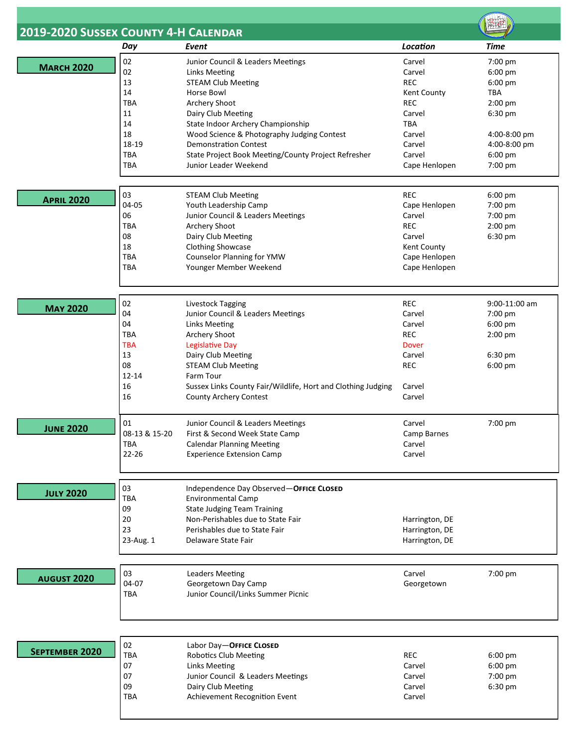# 2019-2020 Sussex County 4-H Calendar

## March 2020

| Day | Event | Location | Time |
|---|---|---|---|
| 02 | Junior Council & Leaders Meetings | Carvel | 7:00 pm |
| 02 | Links Meeting | Carvel | 6:00 pm |
| 13 | STEAM Club Meeting | REC | 6:00 pm |
| 14 | Horse Bowl | Kent County | TBA |
| TBA | Archery Shoot | REC | 2:00 pm |
| 11 | Dairy Club Meeting | Carvel | 6:30 pm |
| 14 | State Indoor Archery Championship | TBA | |
| 18 | Wood Science & Photography Judging Contest | Carvel | 4:00-8:00 pm |
| 18-19 | Demonstration Contest | Carvel | 4:00-8:00 pm |
| TBA | State Project Book Meeting/County Project Refresher | Carvel | 6:00 pm |
| TBA | Junior Leader Weekend | Cape Henlopen | 7:00 pm |

## April 2020

| Day | Event | Location | Time |
|---|---|---|---|
| 03 | STEAM Club Meeting | REC | 6:00 pm |
| 04-05 | Youth Leadership Camp | Cape Henlopen | 7:00 pm |
| 06 | Junior Council & Leaders Meetings | Carvel | 7:00 pm |
| TBA | Archery Shoot | REC | 2:00 pm |
| 08 | Dairy Club Meeting | Carvel | 6:30 pm |
| 18 | Clothing Showcase | Kent County | |
| TBA | Counselor Planning for YMW | Cape Henlopen | |
| TBA | Younger Member Weekend | Cape Henlopen | |

## May 2020

| Day | Event | Location | Time |
|---|---|---|---|
| 02 | Livestock Tagging | REC | 9:00-11:00 am |
| 04 | Junior Council & Leaders Meetings | Carvel | 7:00 pm |
| 04 | Links Meeting | Carvel | 6:00 pm |
| TBA | Archery Shoot | REC | 2:00 pm |
| TBA | Legislative Day | Dover | |
| 13 | Dairy Club Meeting | Carvel | 6:30 pm |
| 08 | STEAM Club Meeting | REC | 6:00 pm |
| 12-14 | Farm Tour | | |
| 16 | Sussex Links County Fair/Wildlife, Hort and Clothing Judging | Carvel | |
| 16 | County Archery Contest | Carvel | |

## June 2020

| Day | Event | Location | Time |
|---|---|---|---|
| 01 | Junior Council & Leaders Meetings | Carvel | 7:00 pm |
| 08-13 & 15-20 | First & Second Week State Camp | Camp Barnes | |
| TBA | Calendar Planning Meeting | Carvel | |
| 22-26 | Experience Extension Camp | Carvel | |

## July 2020

| Day | Event | Location | Time |
|---|---|---|---|
| 03 | Independence Day Observed—**Office Closed** | | |
| TBA | Environmental Camp | | |
| 09 | State Judging Team Training | | |
| 20 | Non-Perishables due to State Fair | Harrington, DE | |
| 23 | Perishables due to State Fair | Harrington, DE | |
| 23-Aug. 1 | Delaware State Fair | Harrington, DE | |

## August 2020

| Day | Event | Location | Time |
|---|---|---|---|
| 03 | Leaders Meeting | Carvel | 7:00 pm |
| 04-07 | Georgetown Day Camp | Georgetown | |
| TBA | Junior Council/Links Summer Picnic | | |

## September 2020

| Day | Event | Location | Time |
|---|---|---|---|
| 02 | Labor Day—**Office Closed** | | |
| TBA | Robotics Club Meeting | REC | 6:00 pm |
| 07 | Links Meeting | Carvel | 6:00 pm |
| 07 | Junior Council & Leaders Meetings | Carvel | 7:00 pm |
| 09 | Dairy Club Meeting | Carvel | 6:30 pm |
| TBA | Achievement Recognition Event | Carvel | |